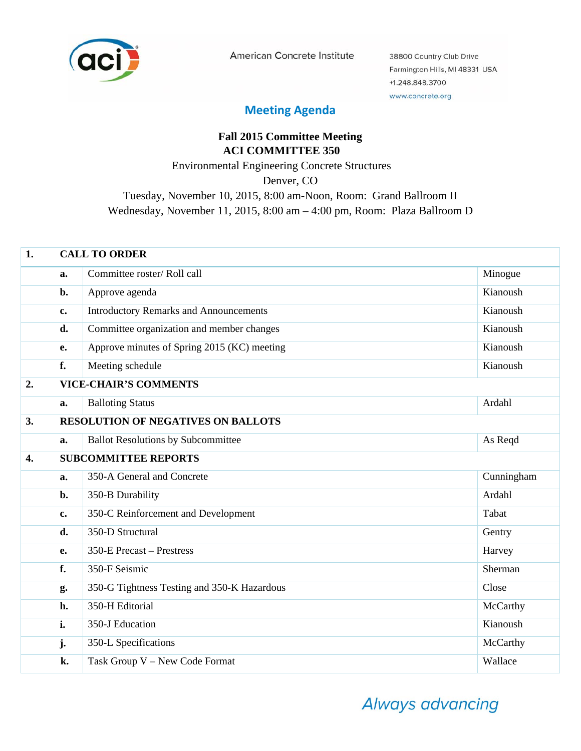American Concrete Institute

38800 Country Club Drive
Farmington Hills, MI 48331 USA
+1.248.848.3700
www.concrete.org

## Meeting Agenda

**Fall 2015 Committee Meeting**
**ACI COMMITTEE 350**
Environmental Engineering Concrete Structures
Denver, CO
Tuesday, November 10, 2015, 8:00 am-Noon, Room: Grand Ballroom II
Wednesday, November 11, 2015, 8:00 am – 4:00 pm, Room: Plaza Ballroom D

| | | | |
|---|---|---|---|
| **1.** | **CALL TO ORDER** | | |
| | **a.** | Committee roster/ Roll call | Minogue |
| | **b.** | Approve agenda | Kianoush |
| | **c.** | Introductory Remarks and Announcements | Kianoush |
| | **d.** | Committee organization and member changes | Kianoush |
| | **e.** | Approve minutes of Spring 2015 (KC) meeting | Kianoush |
| | **f.** | Meeting schedule | Kianoush |
| **2.** | **VICE-CHAIR'S COMMENTS** | | |
| | **a.** | Balloting Status | Ardahl |
| **3.** | **RESOLUTION OF NEGATIVES ON BALLOTS** | | |
| | **a.** | Ballot Resolutions by Subcommittee | As Reqd |
| **4.** | **SUBCOMMITTEE REPORTS** | | |
| | **a.** | 350-A General and Concrete | Cunningham |
| | **b.** | 350-B Durability | Ardahl |
| | **c.** | 350-C Reinforcement and Development | Tabat |
| | **d.** | 350-D Structural | Gentry |
| | **e.** | 350-E Precast – Prestress | Harvey |
| | **f.** | 350-F Seismic | Sherman |
| | **g.** | 350-G Tightness Testing and 350-K Hazardous | Close |
| | **h.** | 350-H Editorial | McCarthy |
| | **i.** | 350-J Education | Kianoush |
| | **j.** | 350-L Specifications | McCarthy |
| | **k.** | Task Group V – New Code Format | Wallace |

*Always advancing*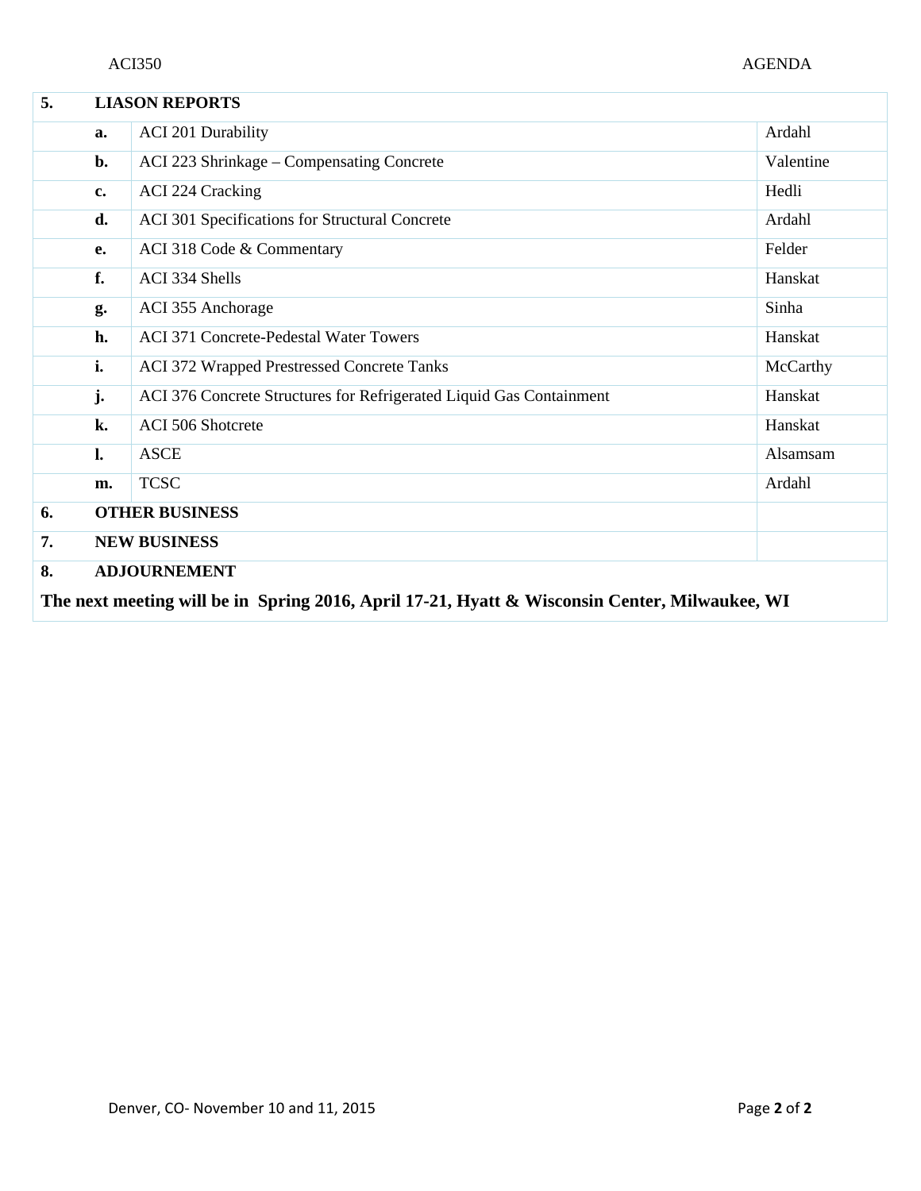| | | | |
|---|---|---|---|
| **5.** | **LIASON REPORTS** | | |
| | **a.** | ACI 201 Durability | Ardahl |
| | **b.** | ACI 223 Shrinkage – Compensating Concrete | Valentine |
| | **c.** | ACI 224 Cracking | Hedli |
| | **d.** | ACI 301 Specifications for Structural Concrete | Ardahl |
| | **e.** | ACI 318 Code & Commentary | Felder |
| | **f.** | ACI 334 Shells | Hanskat |
| | **g.** | ACI 355 Anchorage | Sinha |
| | **h.** | ACI 371 Concrete-Pedestal Water Towers | Hanskat |
| | **i.** | ACI 372 Wrapped Prestressed Concrete Tanks | McCarthy |
| | **j.** | ACI 376 Concrete Structures for Refrigerated Liquid Gas Containment | Hanskat |
| | **k.** | ACI 506 Shotcrete | Hanskat |
| | **l.** | ASCE | Alsamsam |
| | **m.** | TCSC | Ardahl |
| **6.** | **OTHER BUSINESS** | | |
| **7.** | **NEW BUSINESS** | | |
| **8.** | **ADJOURNEMENT** | | |

**The next meeting will be in Spring 2016, April 17-21, Hyatt & Wisconsin Center, Milwaukee, WI**